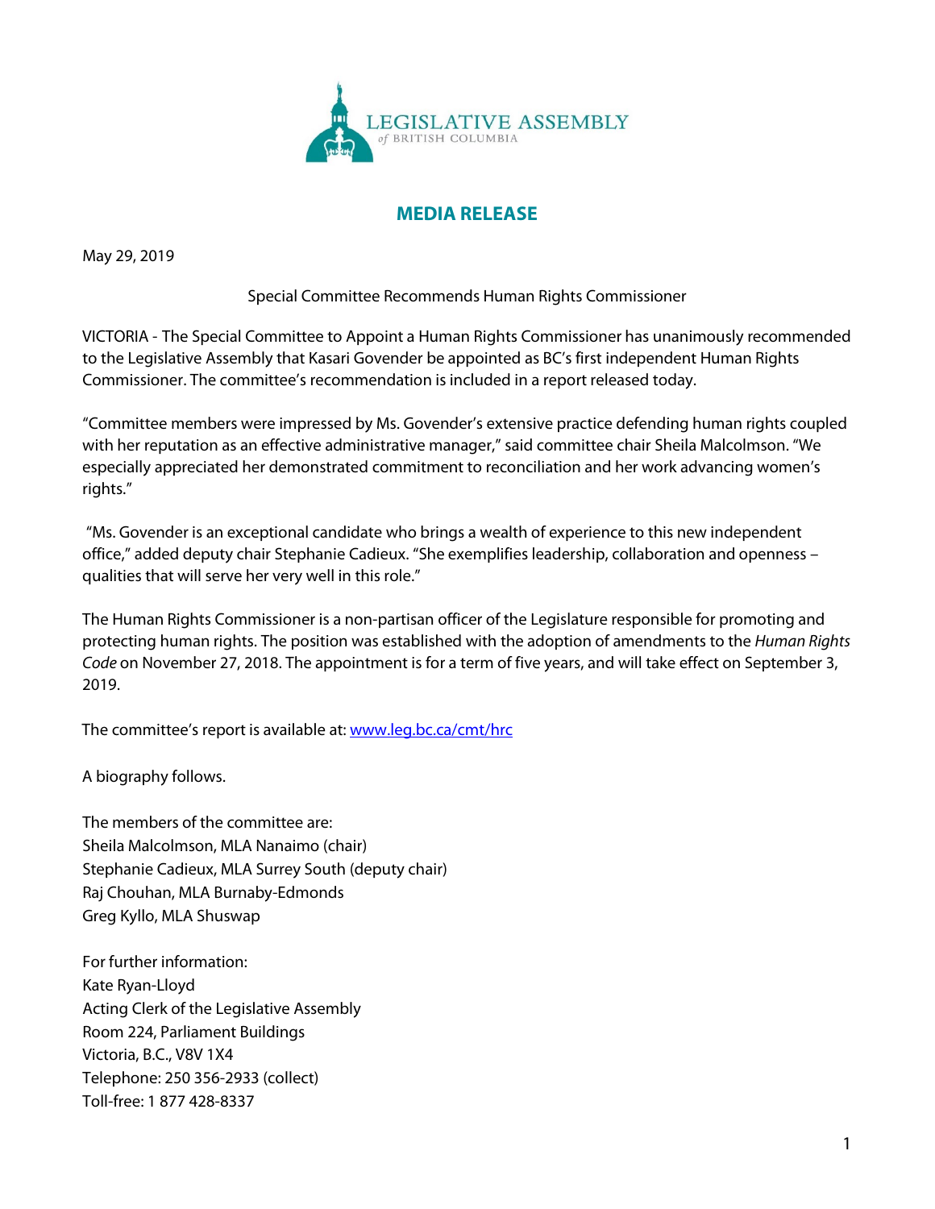LEGISLATIVE ASSEMBLY of BRITISH COLUMBIA

# MEDIA RELEASE

May 29, 2019

Special Committee Recommends Human Rights Commissioner

VICTORIA - The Special Committee to Appoint a Human Rights Commissioner has unanimously recommended to the Legislative Assembly that Kasari Govender be appointed as BC's first independent Human Rights Commissioner. The committee's recommendation is included in a report released today.

"Committee members were impressed by Ms. Govender's extensive practice defending human rights coupled with her reputation as an effective administrative manager," said committee chair Sheila Malcolmson. "We especially appreciated her demonstrated commitment to reconciliation and her work advancing women's rights."

"Ms. Govender is an exceptional candidate who brings a wealth of experience to this new independent office," added deputy chair Stephanie Cadieux. "She exemplifies leadership, collaboration and openness – qualities that will serve her very well in this role."

The Human Rights Commissioner is a non-partisan officer of the Legislature responsible for promoting and protecting human rights. The position was established with the adoption of amendments to the *Human Rights Code* on November 27, 2018. The appointment is for a term of five years, and will take effect on September 3, 2019.

The committee's report is available at: [www.leg.bc.ca/cmt/hrc](www.leg.bc.ca/cmt/hrc)

A biography follows.

The members of the committee are:
Sheila Malcolmson, MLA Nanaimo (chair)
Stephanie Cadieux, MLA Surrey South (deputy chair)
Raj Chouhan, MLA Burnaby-Edmonds
Greg Kyllo, MLA Shuswap

For further information:
Kate Ryan-Lloyd
Acting Clerk of the Legislative Assembly
Room 224, Parliament Buildings
Victoria, B.C., V8V 1X4
Telephone: 250 356-2933 (collect)
Toll-free: 1 877 428-8337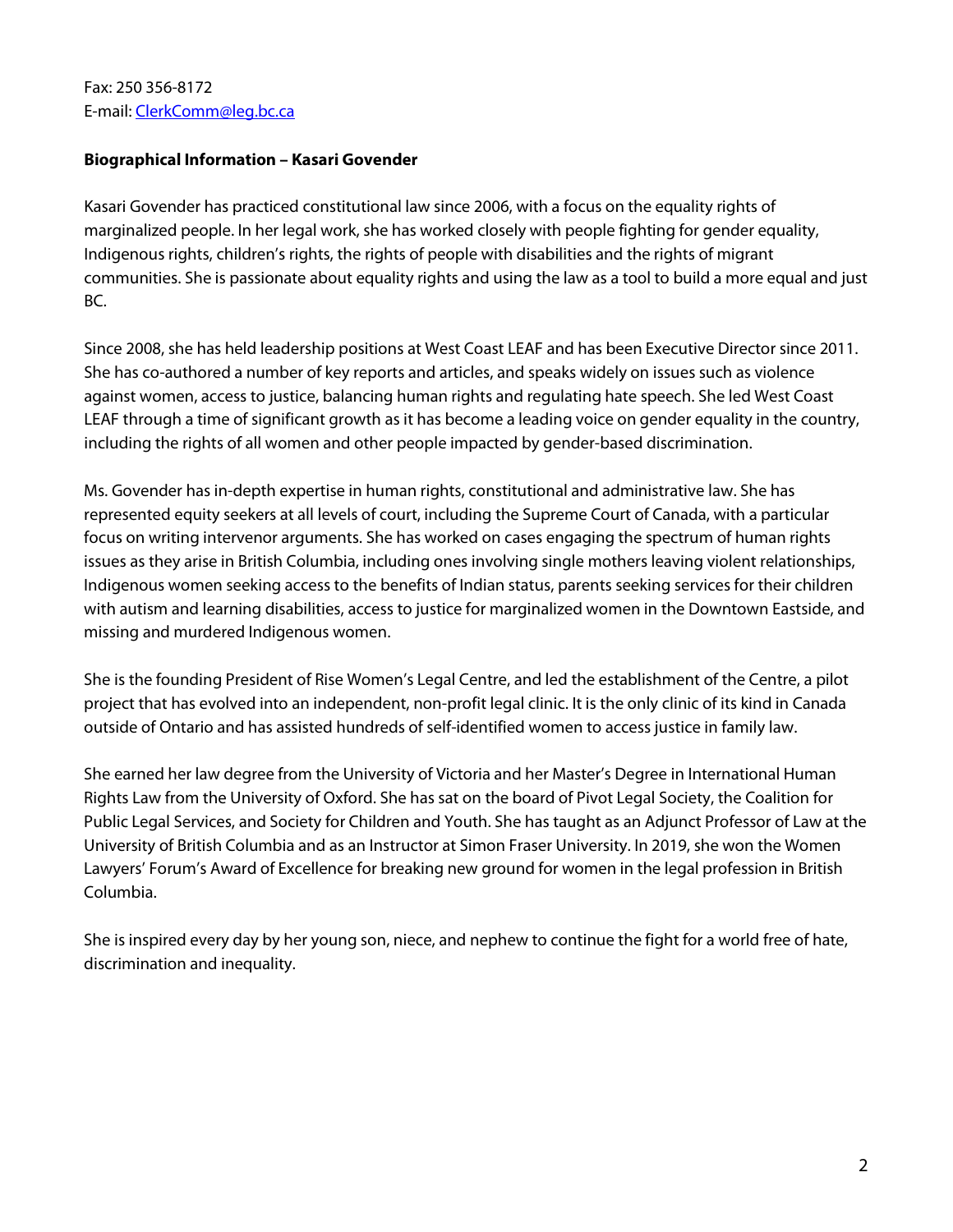Fax: 250 356-8172
E-mail: ClerkComm@leg.bc.ca

**Biographical Information – Kasari Govender**

Kasari Govender has practiced constitutional law since 2006, with a focus on the equality rights of marginalized people. In her legal work, she has worked closely with people fighting for gender equality, Indigenous rights, children's rights, the rights of people with disabilities and the rights of migrant communities. She is passionate about equality rights and using the law as a tool to build a more equal and just BC.

Since 2008, she has held leadership positions at West Coast LEAF and has been Executive Director since 2011. She has co-authored a number of key reports and articles, and speaks widely on issues such as violence against women, access to justice, balancing human rights and regulating hate speech. She led West Coast LEAF through a time of significant growth as it has become a leading voice on gender equality in the country, including the rights of all women and other people impacted by gender-based discrimination.

Ms. Govender has in-depth expertise in human rights, constitutional and administrative law. She has represented equity seekers at all levels of court, including the Supreme Court of Canada, with a particular focus on writing intervenor arguments. She has worked on cases engaging the spectrum of human rights issues as they arise in British Columbia, including ones involving single mothers leaving violent relationships, Indigenous women seeking access to the benefits of Indian status, parents seeking services for their children with autism and learning disabilities, access to justice for marginalized women in the Downtown Eastside, and missing and murdered Indigenous women.

She is the founding President of Rise Women's Legal Centre, and led the establishment of the Centre, a pilot project that has evolved into an independent, non-profit legal clinic. It is the only clinic of its kind in Canada outside of Ontario and has assisted hundreds of self-identified women to access justice in family law.

She earned her law degree from the University of Victoria and her Master's Degree in International Human Rights Law from the University of Oxford. She has sat on the board of Pivot Legal Society, the Coalition for Public Legal Services, and Society for Children and Youth. She has taught as an Adjunct Professor of Law at the University of British Columbia and as an Instructor at Simon Fraser University. In 2019, she won the Women Lawyers' Forum's Award of Excellence for breaking new ground for women in the legal profession in British Columbia.

She is inspired every day by her young son, niece, and nephew to continue the fight for a world free of hate, discrimination and inequality.